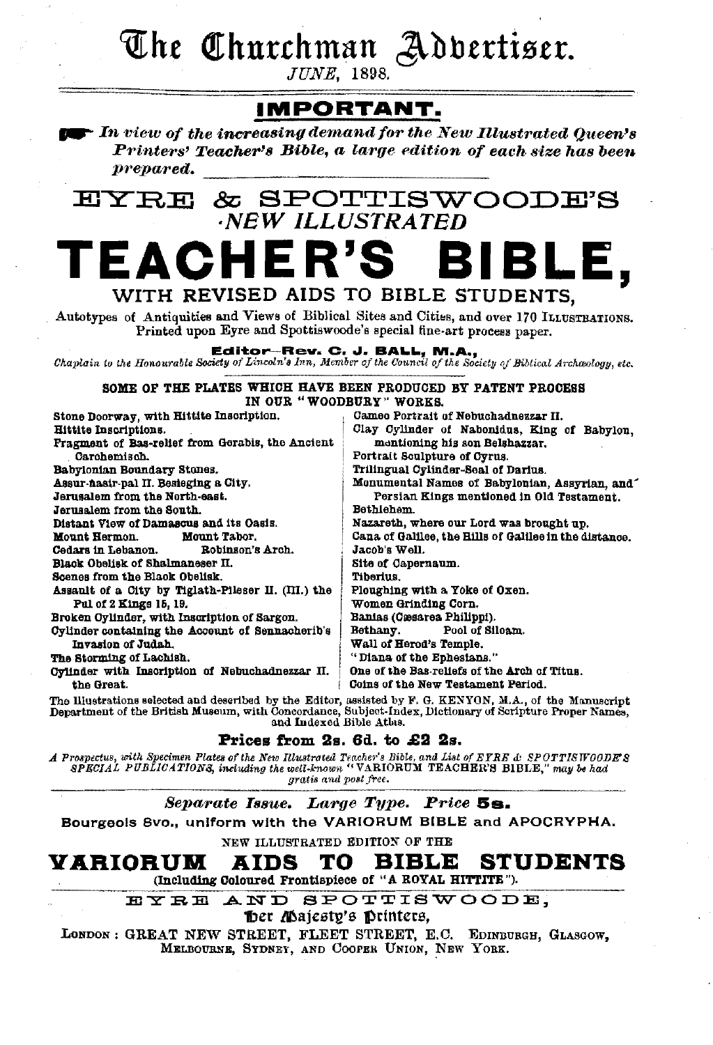# The Churchman Advertiser.

*JUNE, 1898.*

## IMPORTANT.

☞ ***In view of the increasing demand for the New Illustrated Queen's Printers' Teacher's Bible, a large edition of each size has been prepared.***

## EYRE & SPOTTISWOODE'S
### *NEW ILLUSTRATED*
# TEACHER'S BIBLE,
### WITH REVISED AIDS TO BIBLE STUDENTS,

Autotypes of Antiquities and Views of Biblical Sites and Cities, and over 170 ILLUSTRATIONS. Printed upon Eyre and Spottiswoode's special fine-art process paper.

**Editor—Rev. C. J. BALL, M.A.,**
*Chaplain to the Honourable Society of Lincoln's Inn, Member of the Council of the Society of Biblical Archæology, etc.*

**SOME OF THE PLATES WHICH HAVE BEEN PRODUCED BY PATENT PROCESS IN OUR "WOODBURY" WORKS.**

Stone Doorway, with Hittite Inscription.
Hittite Inscriptions.
Fragment of Bas-relief from Gerabis, the Ancient Carchemisch.
Babylonian Boundary Stones.
Assur-nasir-pal II. Besieging a City.
Jerusalem from the North-east.
Jerusalem from the South.
Distant View of Damascus and its Oasis.
Mount Hermon. Mount Tabor.
Cedars in Lebanon. Robinson's Arch.
Black Obelisk of Shalmaneser II.
Scenes from the Black Obelisk.
Assault of a City by Tiglath-Pileser II. (III.) the Pul of 2 Kings 15, 19.
Broken Cylinder, with Inscription of Sargon.
Cylinder containing the Account of Sennacherib's Invasion of Judah.
The Storming of Lachish.
Cylinder with Inscription of Nebuchadnezzar II. the Great.
Cameo Portrait of Nebuchadnezzar II.
Clay Cylinder of Nabonidus, King of Babylon, mentioning his son Belshazzar.
Portrait Sculpture of Cyrus.
Trilingual Cylinder-Seal of Darius.
Monumental Names of Babylonian, Assyrian, and Persian Kings mentioned in Old Testament.
Bethlehem.
Nazareth, where our Lord was brought up.
Cana of Galilee, the Hills of Galilee in the distance.
Jacob's Well.
Site of Capernaum.
Tiberius.
Ploughing with a Yoke of Oxen.
Women Grinding Corn.
Banias (Cæsarea Philippi).
Bethany. Pool of Siloam.
Wall of Herod's Temple.
"Diana of the Ephesians."
One of the Bas-reliefs of the Arch of Titus.
Coins of the New Testament Period.

The Illustrations selected and described by the Editor, assisted by F. G. KENYON, M.A., of the Manuscript Department of the British Museum, with Concordance, Subject-Index, Dictionary of Scripture Proper Names, and Indexed Bible Atlas.

### Prices from 2s. 6d. to £2 2s.

*A Prospectus, with Specimen Plates of the New Illustrated Teacher's Bible, and List of EYRE & SPOTTISWOODE'S SPECIAL PUBLICATIONS, including the well-known "VARIORUM TEACHER'S BIBLE," may be had gratis and post free.*

***Separate Issue. Large Type. Price* 5s.**

Bourgeois 8vo., uniform with the VARIORUM BIBLE and APOCRYPHA.

NEW ILLUSTRATED EDITION OF THE

## VARIORUM AIDS TO BIBLE STUDENTS

**(Including Coloured Frontispiece of "A ROYAL HITTITE").**

EYRE AND SPOTTISWOODE,
Her Majesty's Printers,

LONDON: GREAT NEW STREET, FLEET STREET, E.C. EDINBURGH, GLASGOW, MELBOURNE, SYDNEY, AND COOPER UNION, NEW YORK.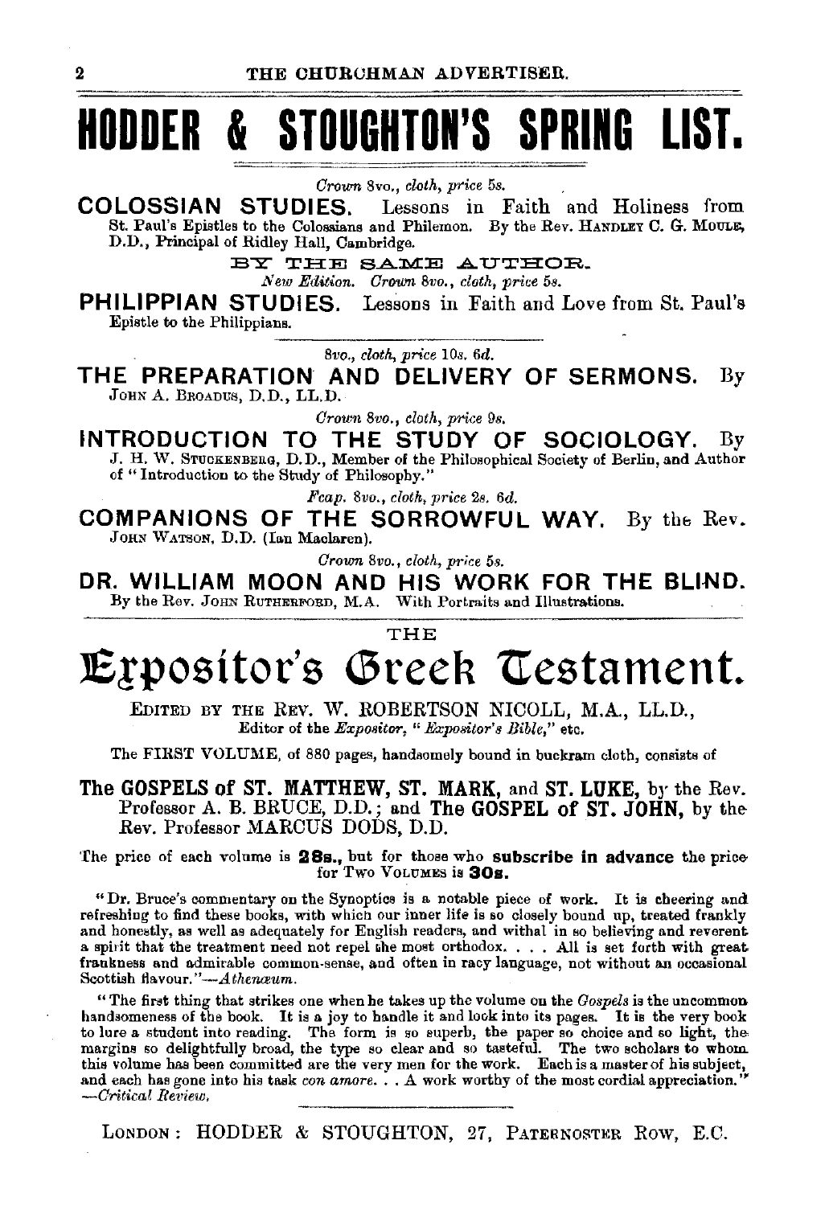# HODDER & STOUGHTON'S SPRING LIST.

*Crown* 8vo., *cloth, price* 5s.

**COLOSSIAN STUDIES.** Lessons in Faith and Holiness from St. Paul's Epistles to the Colossians and Philemon. By the Rev. HANDLEY C. G. MOULE, D.D., Principal of Ridley Hall, Cambridge.

BY THE SAME AUTHOR.

*New Edition. Crown* 8vo., *cloth, price* 5s.

**PHILIPPIAN STUDIES.** Lessons in Faith and Love from St. Paul's Epistle to the Philippians.

---

8vo., *cloth, price* 10s. 6d.

**THE PREPARATION AND DELIVERY OF SERMONS.** By JOHN A. BROADUS, D.D., LL.D.

*Crown* 8vo., *cloth, price* 9s.

**INTRODUCTION TO THE STUDY OF SOCIOLOGY.** By J. H. W. STUCKENBERG, D.D., Member of the Philosophical Society of Berlin, and Author of "Introduction to the Study of Philosophy."

*Fcap.* 8vo., *cloth, price* 2s. 6d.

**COMPANIONS OF THE SORROWFUL WAY.** By the Rev. JOHN WATSON, D.D. (Ian Maclaren).

*Crown* 8vo., *cloth, price* 5s.

**DR. WILLIAM MOON AND HIS WORK FOR THE BLIND.** By the Rev. JOHN RUTHERFORD, M.A. With Portraits and Illustrations.

---

THE

# Expositor's Greek Testament.

EDITED BY THE REV. W. ROBERTSON NICOLL, M.A., LL.D., Editor of the *Expositor*, "*Expositor's Bible*," etc.

The FIRST VOLUME, of 880 pages, handsomely bound in buckram cloth, consists of

**The GOSPELS of ST. MATTHEW, ST. MARK, and ST. LUKE,** by the Rev. Professor A. B. BRUCE, D.D.; and **The GOSPEL of ST. JOHN,** by the Rev. Professor MARCUS DODS, D.D.

The price of each volume is **28s.**, but for those who **subscribe in advance** the price for Two VOLUMES is **30s.**

"Dr. Bruce's commentary on the Synoptics is a notable piece of work. It is cheering and refreshing to find these books, with which our inner life is so closely bound up, treated frankly and honestly, as well as adequately for English readers, and withal in so believing and reverent a spirit that the treatment need not repel the most orthodox. . . . All is set forth with great frankness and admirable common-sense, and often in racy language, not without an occasional Scottish flavour."—*Athenæum*.

"The first thing that strikes one when he takes up the volume on the *Gospels* is the uncommon handsomeness of the book. It is a joy to handle it and look into its pages. It is the very book to lure a student into reading. The form is so superb, the paper so choice and so light, the margins so delightfully broad, the type so clear and so tasteful. The two scholars to whom this volume has been committed are the very men for the work. Each is a master of his subject, and each has gone into his task *con amore*. . . A work worthy of the most cordial appreciation."—*Critical Review*.

---

LONDON: HODDER & STOUGHTON, 27, PATERNOSTER ROW, E.C.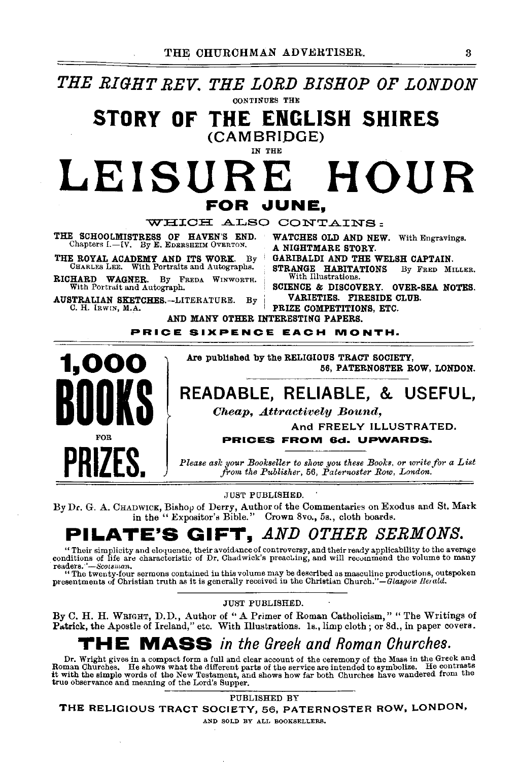## *THE RIGHT REV. THE LORD BISHOP OF LONDON*

CONTINUES THE

# STORY OF THE ENGLISH SHIRES

## (CAMBRIDGE)

IN THE

# LEISURE HOUR

## FOR JUNE,

### WHICH ALSO CONTAINS:

**THE SCHOOLMISTRESS OF HAVEN'S END.** Chapters I.—IV. By E. EDERSHEIM OVERTON.

**THE ROYAL ACADEMY AND ITS WORK.** By CHARLES LEE. With Portraits and Autographs.

**RICHARD WAGNER.** By FREDA WINWORTH. With Portrait and Autograph.

**AUSTRALIAN SKETCHES.—LITERATURE.** By C. H. IRWIN, M.A.

**WATCHES OLD AND NEW.** With Engravings.

**A NIGHTMARE STORY.**

**GARIBALDI AND THE WELSH CAPTAIN.**

**STRANGE HABITATIONS** By FRED MILLER. With Illustrations.

**SCIENCE & DISCOVERY. OVER-SEA NOTES. VARIETIES. FIRESIDE CLUB. PRIZE COMPETITIONS, ETC.**

**AND MANY OTHER INTERESTING PAPERS.**

**PRICE SIXPENCE EACH MONTH.**

---

# 1,000 BOOKS FOR PRIZES.

Are published by the RELIGIOUS TRACT SOCIETY, 56, PATERNOSTER ROW, LONDON.

## READABLE, RELIABLE, & USEFUL,

*Cheap, Attractively Bound,*

And FREELY ILLUSTRATED.

**PRICES FROM 6d. UPWARDS.**

*Please ask your Bookseller to show you these Books, or write for a List from the Publisher, 56, Paternoster Row, London.*

---

JUST PUBLISHED.

By Dr. G. A. CHADWICK, Bishop of Derry, Author of the Commentaries on Exodus and St. Mark in the "Expositor's Bible." Crown 8vo., 5s., cloth boards.

## PILATE'S GIFT, *AND OTHER SERMONS.*

"Their simplicity and eloquence, their avoidance of controversy, and their ready applicability to the average conditions of life are characteristic of Dr. Chadwick's preaching, and will recommend the volume to many readers."—*Scotsman.*

"The twenty-four sermons contained in this volume may be described as masculine productions, outspoken presentments of Christian truth as it is generally received in the Christian Church."—*Glasgow Herald.*

---

JUST PUBLISHED.

By C. H. H. WRIGHT, D.D., Author of "A Primer of Roman Catholicism," "The Writings of Patrick, the Apostle of Ireland," etc. With Illustrations. 1s., limp cloth; or 8d., in paper covers.

## THE MASS *in the Greek and Roman Churches.*

Dr. Wright gives in a compact form a full and clear account of the ceremony of the Mass in the Greek and Roman Churches. He shows what the different parts of the service are intended to symbolize. He contrasts it with the simple words of the New Testament, and shows how far both Churches have wandered from the true observance and meaning of the Lord's Supper.

---

PUBLISHED BY

**THE RELIGIOUS TRACT SOCIETY, 56, PATERNOSTER ROW, LONDON,**

AND SOLD BY ALL BOOKSELLERS.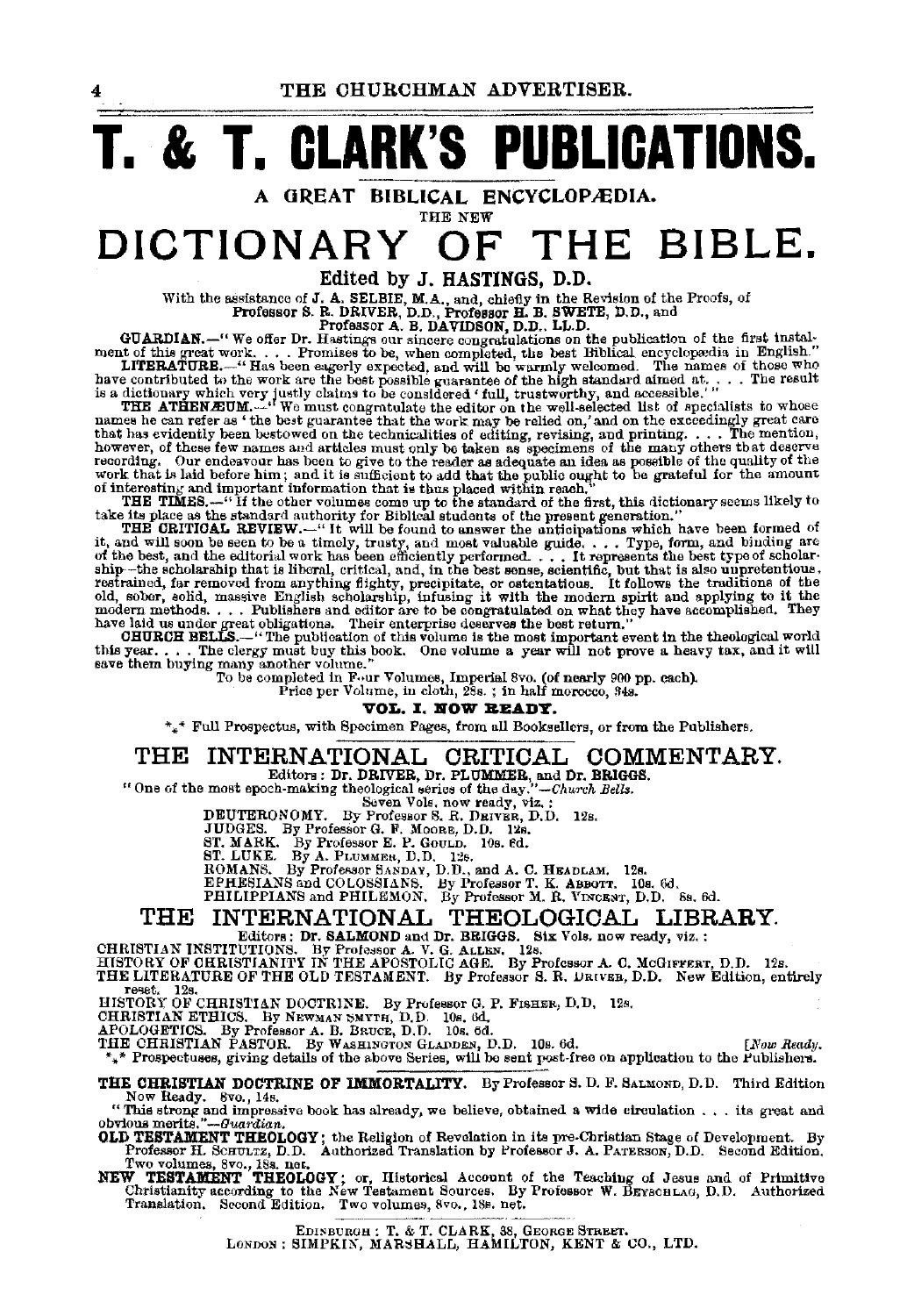# T. & T. CLARK'S PUBLICATIONS.

## A GREAT BIBLICAL ENCYCLOPÆDIA.

THE NEW

# DICTIONARY OF THE BIBLE.

### Edited by J. HASTINGS, D.D.

With the assistance of J. A. SELBIE, M.A., and, chiefly in the Revision of the Proofs, of Professor S. R. DRIVER, D.D., Professor H. B. SWETE, D.D., and Professor A. B. DAVIDSON, D.D., LL.D.

**GUARDIAN.**—"We offer Dr. Hastings our sincere congratulations on the publication of the first instalment of this great work. . . . Promises to be, when completed, the best Biblical encyclopædia in English."

**LITERATURE.**—"Has been eagerly expected, and will be warmly welcomed. The names of those who have contributed to the work are the best possible guarantee of the high standard aimed at. . . . The result is a dictionary which very justly claims to be considered 'full, trustworthy, and accessible.'"

**THE ATHENÆUM.**—"We must congratulate the editor on the well-selected list of specialists to whose names he can refer as 'the best guarantee that the work may be relied on,' and on the exceedingly great care that has evidently been bestowed on the technicalities of editing, revising, and printing. . . . The mention, however, of these few names and articles must only be taken as specimens of the many others that deserve recording. Our endeavour has been to give to the reader as adequate an idea as possible of the quality of the work that is laid before him; and it is sufficient to add that the public ought to be grateful for the amount of interesting and important information that is thus placed within reach."

**THE TIMES.**—"If the other volumes come up to the standard of the first, this dictionary seems likely to take its place as the standard authority for Biblical students of the present generation."

**THE CRITICAL REVIEW.**—"It will be found to answer the anticipations which have been formed of it, and will soon be seen to be a timely, trusty, and most valuable guide. . . . Type, form, and binding are of the best, and the editorial work has been efficiently performed. . . . It represents the best type of scholarship—the scholarship that is liberal, critical, and, in the best sense, scientific, but that is also unpretentious, restrained, far removed from anything flighty, precipitate, or ostentatious. It follows the traditions of the old, sober, solid, massive English scholarship, infusing it with the modern spirit and applying to it the modern methods. . . . Publishers and editor are to be congratulated on what they have accomplished. They have laid us under great obligations. Their enterprise deserves the best return."

**CHURCH BELLS.**—"The publication of this volume is the most important event in the theological world this year. . . . The clergy must buy this book. One volume a year will not prove a heavy tax, and it will save them buying many another volume."

To be completed in Four Volumes, Imperial 8vo. (of nearly 900 pp. each).
Price per Volume, in cloth, 28s.; in half morocco, 34s.

**VOL. I. NOW READY.**

\*\*\* Full Prospectus, with Specimen Pages, from all Booksellers, or from the Publishers.

## THE INTERNATIONAL CRITICAL COMMENTARY.

Editors: **Dr. DRIVER, Dr. PLUMMER, and Dr. BRIGGS.**

"One of the most epoch-making theological series of the day."—*Church Bells.*

Seven Vols. now ready, viz.:

- DEUTERONOMY. By Professor S. R. DRIVER, D.D. 12s.
- JUDGES. By Professor G. F. MOORE, D.D. 12s.
- ST. MARK. By Professor E. P. GOULD. 10s. 6d.
- ST. LUKE. By A. PLUMMER, D.D. 12s.
- ROMANS. By Professor SANDAY, D.D., and A. C. HEADLAM. 12s.
- EPHESIANS and COLOSSIANS. By Professor T. K. ABBOTT. 10s. 6d.
- PHILIPPIANS and PHILEMON. By Professor M. R. VINCENT, D.D. 8s. 6d.

## THE INTERNATIONAL THEOLOGICAL LIBRARY.

Editors: **Dr. SALMOND and Dr. BRIGGS.** Six Vols. now ready, viz.:

- CHRISTIAN INSTITUTIONS. By Professor A. V. G. ALLEN. 12s.
- HISTORY OF CHRISTIANITY IN THE APOSTOLIC AGE. By Professor A. C. MCGIFFERT, D.D. 12s.
- THE LITERATURE OF THE OLD TESTAMENT. By Professor S. R. DRIVER, D.D. New Edition, entirely reset. 12s.
- HISTORY OF CHRISTIAN DOCTRINE. By Professor G. P. FISHER, D.D. 12s.
- CHRISTIAN ETHICS. By NEWMAN SMYTH, D.D. 10s. 6d.
- APOLOGETICS. By Professor A. B. BRUCE, D.D. 10s. 6d.
- THE CHRISTIAN PASTOR. By WASHINGTON GLADDEN, D.D. 10s. 6d. [*Now Ready.*

\*\*\* Prospectuses, giving details of the above Series, will be sent post-free on application to the Publishers.

**THE CHRISTIAN DOCTRINE OF IMMORTALITY.** By Professor S. D. F. SALMOND, D.D. Third Edition Now Ready. 8vo., 14s.

"This strong and impressive book has already, we believe, obtained a wide circulation . . . its great and obvious merits."—*Guardian.*

**OLD TESTAMENT THEOLOGY**; the Religion of Revelation in its pre-Christian Stage of Development. By Professor H. SCHULTZ, D.D. Authorized Translation by Professor J. A. PATERSON, D.D. Second Edition. Two volumes, 8vo., 18s. net.

**NEW TESTAMENT THEOLOGY**; or, Historical Account of the Teaching of Jesus and of Primitive Christianity according to the New Testament Sources. By Professor W. BEYSCHLAG, D.D. Authorized Translation. Second Edition. Two volumes, 8vo., 18s. net.

EDINBURGH: T. & T. CLARK, 38, GEORGE STREET.
LONDON: SIMPKIN, MARSHALL, HAMILTON, KENT & CO., LTD.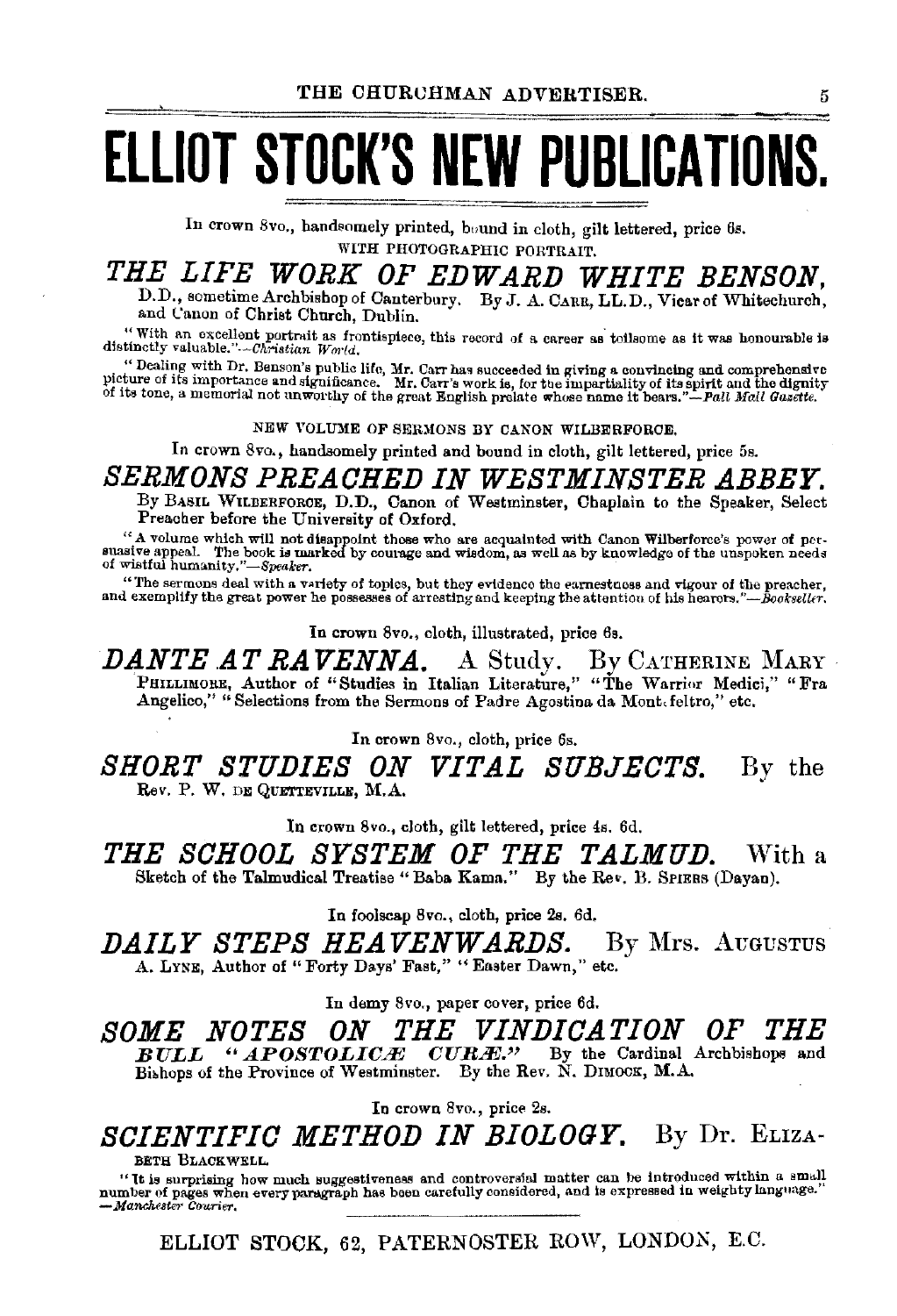# ELLIOT STOCK'S NEW PUBLICATIONS.

In crown 8vo., handsomely printed, bound in cloth, gilt lettered, price 6s.

WITH PHOTOGRAPHIC PORTRAIT.

## *THE LIFE WORK OF EDWARD WHITE BENSON,*

D.D., sometime Archbishop of Canterbury. By J. A. CARR, LL.D., Vicar of Whitechurch, and Canon of Christ Church, Dublin.

"With an excellent portrait as frontispiece, this record of a career as toilsome as it was honourable is distinctly valuable."—*Christian World.*

"Dealing with Dr. Benson's public life, Mr. Carr has succeeded in giving a convincing and comprehensive picture of its importance and significance. Mr. Carr's work is, for the impartiality of its spirit and the dignity of its tone, a memorial not unworthy of the great English prelate whose name it bears."—*Pall Mall Gazette.*

NEW VOLUME OF SERMONS BY CANON WILBERFORCE.

In crown 8vo., handsomely printed and bound in cloth, gilt lettered, price 5s.

## *SERMONS PREACHED IN WESTMINSTER ABBEY.*

By BASIL WILBERFORCE, D.D., Canon of Westminster, Chaplain to the Speaker, Select Preacher before the University of Oxford.

"A volume which will not disappoint those who are acquainted with Canon Wilberforce's power of persuasive appeal. The book is marked by courage and wisdom, as well as by knowledge of the unspoken needs of wistful humanity."—*Speaker.*

"The sermons deal with a variety of topics, but they evidence the earnestness and vigour of the preacher, and exemplify the great power he possesses of arresting and keeping the attention of his hearers."—*Bookseller.*

In crown 8vo., cloth, illustrated, price 6s.

## *DANTE AT RAVENNA.* A Study. By CATHERINE MARY

PHILLIMORE, Author of "Studies in Italian Literature," "The Warrior Medici," "Fra Angelico," "Selections from the Sermons of Padre Agostina da Montefeltro," etc.

In crown 8vo., cloth, price 6s.

## *SHORT STUDIES ON VITAL SUBJECTS.* By the

Rev. P. W. DE QUETTEVILLE, M.A.

In crown 8vo., cloth, gilt lettered, price 4s. 6d.

## *THE SCHOOL SYSTEM OF THE TALMUD.* With a

Sketch of the Talmudical Treatise "Baba Kama." By the Rev. B. SPIERS (Dayan).

In foolscap 8vo., cloth, price 2s. 6d.

## *DAILY STEPS HEAVENWARDS.* By Mrs. AUGUSTUS

A. LYNE, Author of "Forty Days' Fast," "Easter Dawn," etc.

In demy 8vo., paper cover, price 6d.

## *SOME NOTES ON THE VINDICATION OF THE BULL "APOSTOLICÆ CURÆ."*

By the Cardinal Archbishops and Bishops of the Province of Westminster. By the Rev. N. DIMOCK, M.A.

In crown 8vo., price 2s.

## *SCIENTIFIC METHOD IN BIOLOGY.* By Dr. ELIZABETH BLACKWELL.

"It is surprising how much suggestiveness and controversial matter can be introduced within a small number of pages when every paragraph has been carefully considered, and is expressed in weighty language."—*Manchester Courier.*

ELLIOT STOCK, 62, PATERNOSTER ROW, LONDON, E.C.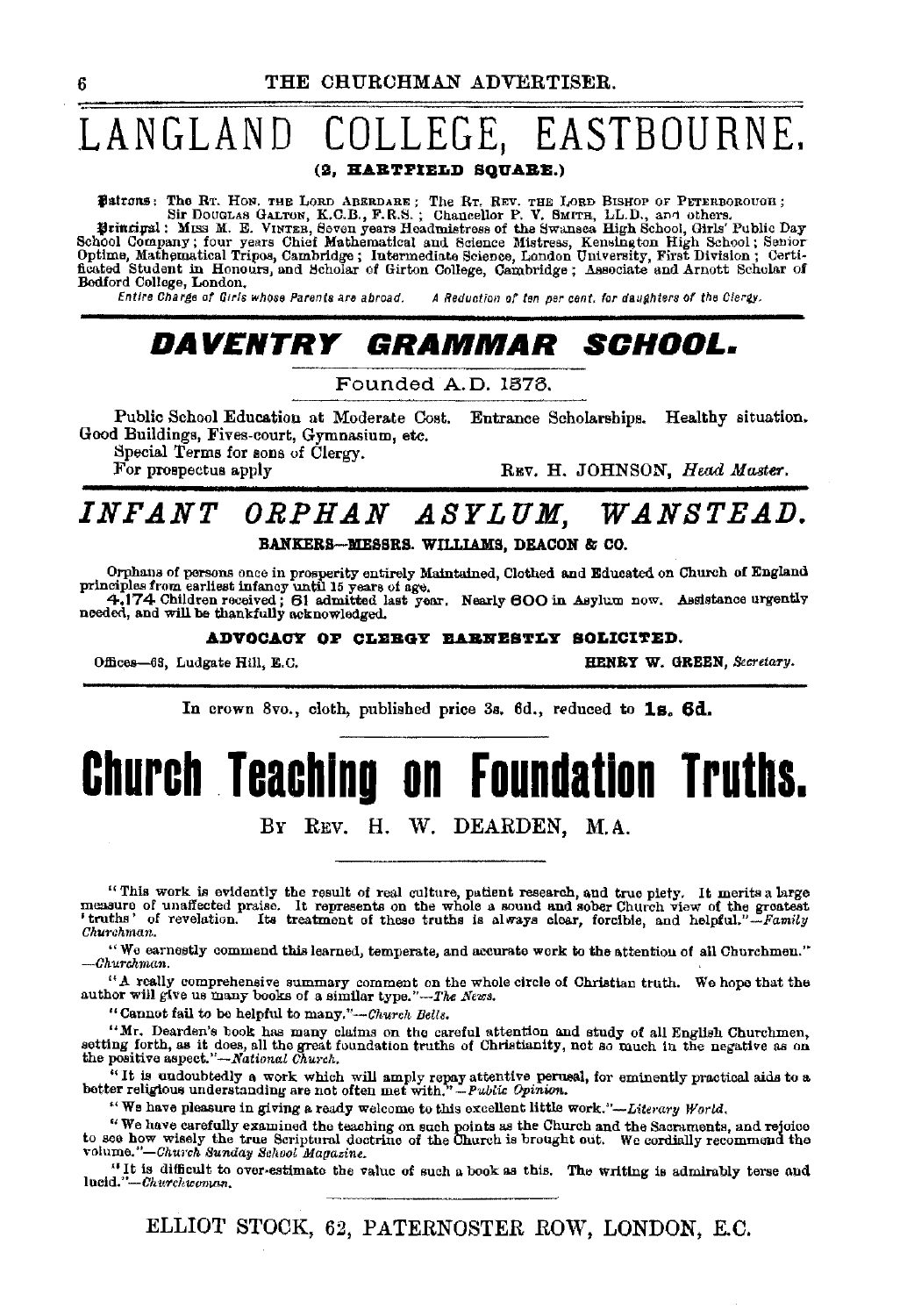# LANGLAND COLLEGE, EASTBOURNE.

**(2, HARTFIELD SQUARE.)**

**Patrons**: The Rt. Hon. the Lord Aberdare; The Rt. Rev. the Lord Bishop of Peterborough; Sir Douglas Galton, K.C.B., F.R.S.; Chancellor P. V. Smith, LL.D., and others.

**Principal**: Miss M. E. Vinter, Seven years Headmistress of the Swansea High School, Girls' Public Day School Company; four years Chief Mathematical and Science Mistress, Kensington High School; Senior Optime, Mathematical Tripos, Cambridge; Intermediate Science, London University, First Division; Certificated Student in Honours, and Scholar of Girton College, Cambridge; Associate and Arnott Scholar of Bedford College, London.

*Entire Charge of Girls whose Parents are abroad.* *A Reduction of ten per cent. for daughters of the Clergy.*

---

## *DAVENTRY GRAMMAR SCHOOL.*

Founded A.D. 1576.

Public School Education at Moderate Cost. Entrance Scholarships. Healthy situation. Good Buildings, Fives-court, Gymnasium, etc.

Special Terms for sons of Clergy.

For prospectus apply — Rev. H. JOHNSON, *Head Master.*

---

## *INFANT ORPHAN ASYLUM, WANSTEAD.*

**BANKERS—MESSRS. WILLIAMS, DEACON & CO.**

Orphans of persons once in prosperity entirely Maintained, Clothed and Educated on Church of England principles from earliest infancy until 15 years of age.

**4,174** Children received; **61** admitted last year. Nearly **600** in Asylum now. Assistance urgently needed, and will be thankfully acknowledged.

**ADVOCACY OF CLERGY EARNESTLY SOLICITED.**

Offices—63, Ludgate Hill, E.C. — **HENRY W. GREEN,** *Secretary.*

---

In crown 8vo., cloth, published price 3s. 6d., reduced to **1s. 6d.**

# Church Teaching on Foundation Truths.

By Rev. H. W. Dearden, M.A.

"This work is evidently the result of real culture, patient research, and true piety. It merits a large measure of unaffected praise. It represents on the whole a sound and sober Church view of the greatest 'truths' of revelation. Its treatment of these truths is always clear, forcible, and helpful."—*Family Churchman.*

"We earnestly commend this learned, temperate, and accurate work to the attention of all Churchmen."—*Churchman.*

"A really comprehensive summary comment on the whole circle of Christian truth. We hope that the author will give us many books of a similar type."—*The News.*

"Cannot fail to be helpful to many."—*Church Bells.*

"Mr. Dearden's book has many claims on the careful attention and study of all English Churchmen, setting forth, as it does, all the great foundation truths of Christianity, not so much in the negative as on the positive aspect."—*National Church.*

"It is undoubtedly a work which will amply repay attentive perusal, for eminently practical aids to a better religious understanding are not often met with."—*Public Opinion.*

"We have pleasure in giving a ready welcome to this excellent little work."—*Literary World.*

"We have carefully examined the teaching on such points as the Church and the Sacraments, and rejoice to see how wisely the true Scriptural doctrine of the Church is brought out. We cordially recommend the volume."—*Church Sunday School Magazine.*

"It is difficult to over-estimate the value of such a book as this. The writing is admirably terse and lucid."—*Churchwoman.*

ELLIOT STOCK, 62, PATERNOSTER ROW, LONDON, E.C.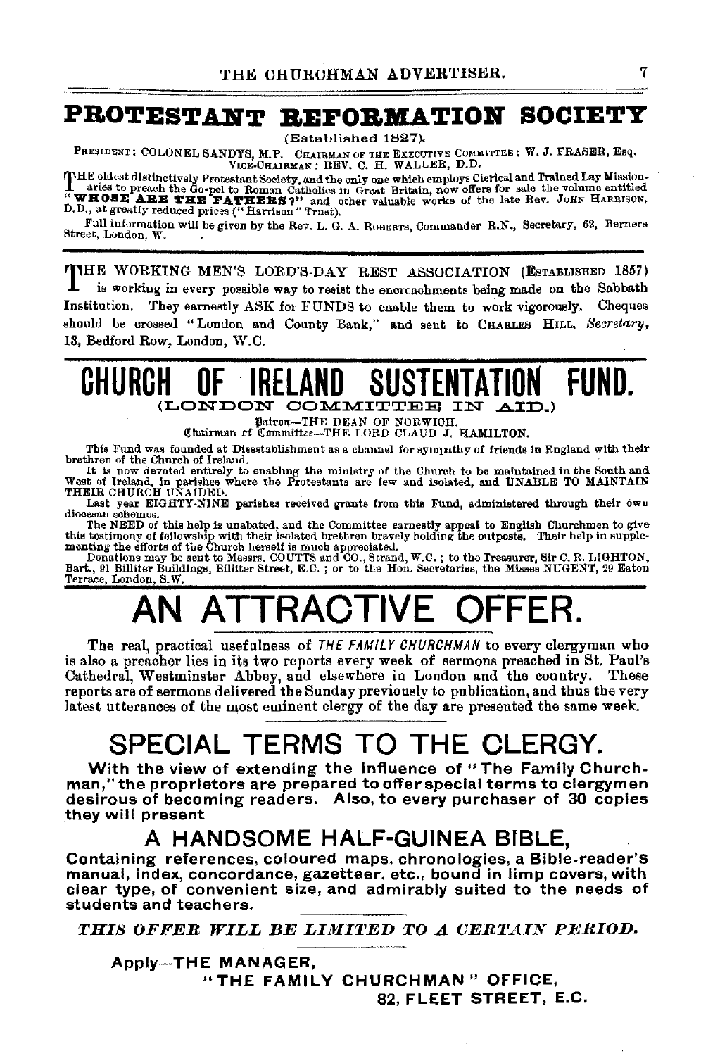# PROTESTANT REFORMATION SOCIETY

(Established 1827).

PRESIDENT: COLONEL SANDYS, M.P. CHAIRMAN OF THE EXECUTIVE COMMITTEE: W. J. FRASER, Esq.
VICE-CHAIRMAN: REV. C. H. WALLER, D.D.

THE oldest distinctively Protestant Society, and the only one which employs Clerical and Trained Lay Missionaries to preach the Go-pel to Roman Catholics in Great Britain, now offers for sale the volume entitled "**WHOSE ARE THE FATHERS?**" and other valuable works of the late Rev. JOHN HARRISON, D.D., at greatly reduced prices ("Harrison" Trust).

Full information will be given by the Rev. L. G. A. ROBERTS, Commander R.N., Secretary, 62, Berners Street, London, W.

---

THE WORKING MEN'S LORD'S-DAY REST ASSOCIATION (ESTABLISHED 1857) is working in every possible way to resist the encroachments being made on the Sabbath Institution. They earnestly ASK for FUNDS to enable them to work vigorously. Cheques should be crossed "London and County Bank," and sent to CHARLES HILL, *Secretary*, 13, Bedford Row, London, W.C.

---

# CHURCH OF IRELAND SUSTENTATION FUND.

(LONDON COMMITTEE IN AID.)

Patron—THE DEAN OF NORWICH.
Chairman of Committee—THE LORD CLAUD J. HAMILTON.

This Fund was founded at Disestablishment as a channel for sympathy of friends in England with their brethren of the Church of Ireland.

It is now devoted entirely to enabling the ministry of the Church to be maintained in the South and West of Ireland, in parishes where the Protestants are few and isolated, and UNABLE TO MAINTAIN THEIR CHURCH UNAIDED.

Last year EIGHTY-NINE parishes received grants from this Fund, administered through their own diocesan schemes.

The NEED of this help is unabated, and the Committee earnestly appeal to English Churchmen to give this testimony of fellowship with their isolated brethren bravely holding the outposts. Their help in supplementing the efforts of the Church herself is much appreciated.

Donations may be sent to Messrs. COUTTS and CO., Strand, W.C.; to the Treasurer, Sir C. R. LIGHTON, Bart., 91 Billiter Buildings, Billiter Street, E.C.; or to the Hon. Secretaries, the Misses NUGENT, 29 Eaton Terrace, London, S.W.

---

# AN ATTRACTIVE OFFER.

The real, practical usefulness of *THE FAMILY CHURCHMAN* to every clergyman who is also a preacher lies in its two reports every week of sermons preached in St. Paul's Cathedral, Westminster Abbey, and elsewhere in London and the country. These reports are of sermons delivered the Sunday previously to publication, and thus the very latest utterances of the most eminent clergy of the day are presented the same week.

## SPECIAL TERMS TO THE CLERGY.

**With the view of extending the influence of "The Family Churchman," the proprietors are prepared to offer special terms to clergymen desirous of becoming readers. Also, to every purchaser of 30 copies they will present**

## A HANDSOME HALF-GUINEA BIBLE,

**Containing references, coloured maps, chronologies, a Bible-reader's manual, index, concordance, gazetteer, etc., bound in limp covers, with clear type, of convenient size, and admirably suited to the needs of students and teachers.**

*THIS OFFER WILL BE LIMITED TO A CERTAIN PERIOD.*

**Apply—THE MANAGER,
"THE FAMILY CHURCHMAN" OFFICE,
82, FLEET STREET, E.C.**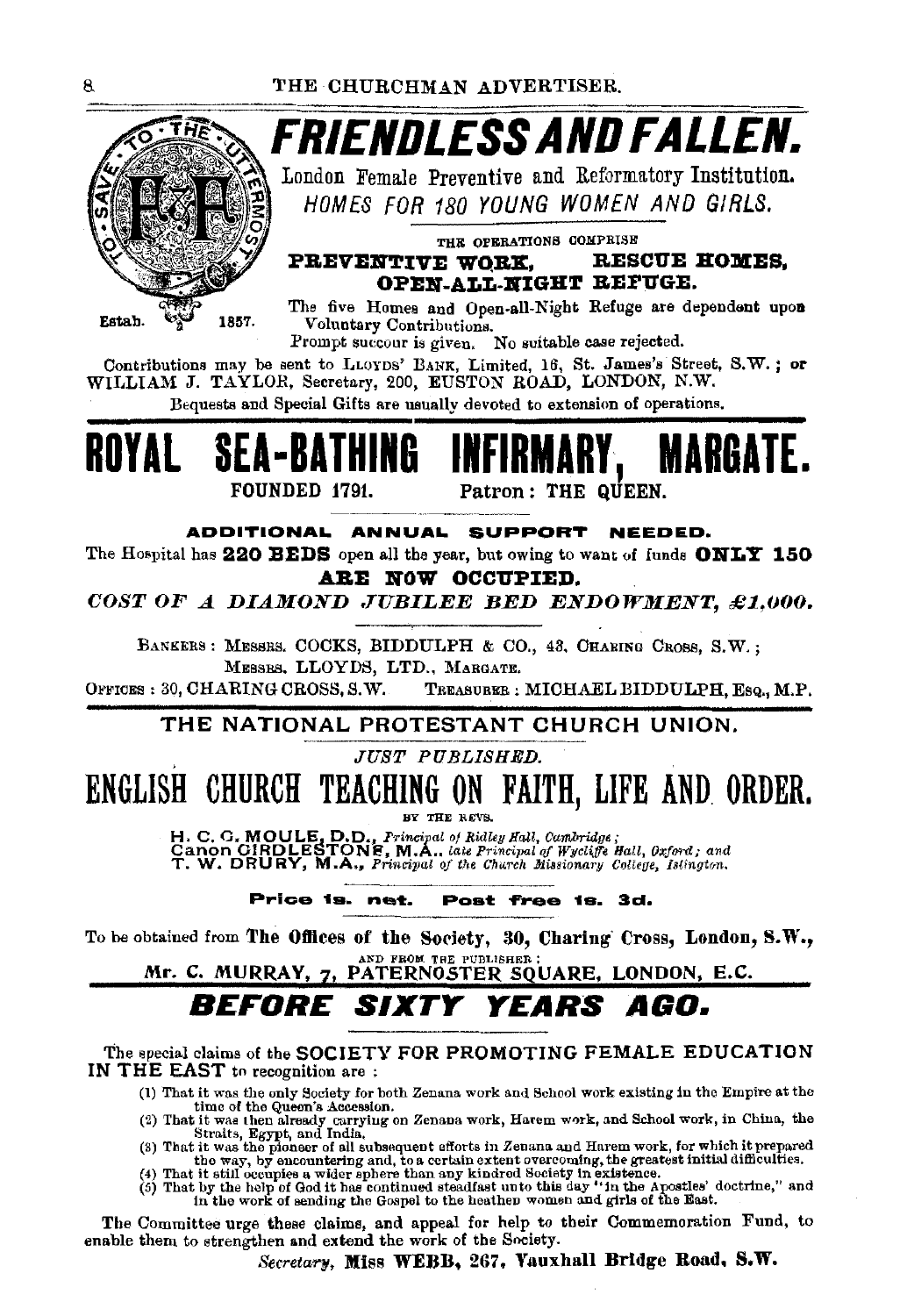# FRIENDLESS AND FALLEN.

London Female Preventive and Reformatory Institution.

*HOMES FOR 180 YOUNG WOMEN AND GIRLS.*

TO SAVE THE UTTERMOST

Estab. 1857.

THE OPERATIONS COMPRISE

**PREVENTIVE WORK, RESCUE HOMES, OPEN-ALL-NIGHT REFUGE.**

The five Homes and Open-all-Night Refuge are dependent upon Voluntary Contributions.

Prompt succour is given. No suitable case rejected.

Contributions may be sent to LLOYDS' BANK, Limited, 16, St. James's Street, S.W.; or WILLIAM J. TAYLOR, Secretary, 200, EUSTON ROAD, LONDON, N.W.

Bequests and Special Gifts are usually devoted to extension of operations.

# ROYAL SEA-BATHING INFIRMARY, MARGATE.

FOUNDED 1791. Patron: THE QUEEN.

**ADDITIONAL ANNUAL SUPPORT NEEDED.**

The Hospital has **220 BEDS** open all the year, but owing to want of funds **ONLY 150 ARE NOW OCCUPIED.**

***COST OF A DIAMOND JUBILEE BED ENDOWMENT, £1,000.***

BANKERS: MESSRS. COCKS, BIDDULPH & CO., 43, CHARING CROSS, S.W.; MESSRS. LLOYDS, LTD., MARGATE.

OFFICES: 30, CHARING CROSS, S.W. TREASURER: MICHAEL BIDDULPH, ESQ., M.P.

## THE NATIONAL PROTESTANT CHURCH UNION.

*JUST PUBLISHED.*

# ENGLISH CHURCH TEACHING ON FAITH, LIFE AND ORDER.

BY THE REVS.

H. C. G. MOULE, D.D., *Principal of Ridley Hall, Cambridge;*
Canon GIRDLESTONE, M.A., *late Principal of Wycliffe Hall, Oxford; and*
T. W. DRURY, M.A., *Principal of the Church Missionary College, Islington.*

**Price 1s. net. Post free 1s. 3d.**

To be obtained from **The Offices of the Society, 30, Charing Cross, London, S.W.,** AND FROM THE PUBLISHER: Mr. C. MURRAY, 7, PATERNOSTER SQUARE, LONDON, E.C.

# *BEFORE SIXTY YEARS AGO.*

The special claims of the SOCIETY FOR PROMOTING FEMALE EDUCATION IN THE EAST to recognition are:

(1) That it was the only Society for both Zenana work and School work existing in the Empire at the time of the Queen's Accession.
(2) That it was then already carrying on Zenana work, Harem work, and School work, in China, the Straits, Egypt, and India.
(3) That it was the pioneer of all subsequent efforts in Zenana and Harem work, for which it prepared the way, by encountering and, to a certain extent overcoming, the greatest initial difficulties.
(4) That it still occupies a wider sphere than any kindred Society in existence.
(5) That by the help of God it has continued steadfast unto this day "in the Apostles' doctrine," and in the work of sending the Gospel to the heathen women and girls of the East.

The Committee urge these claims, and appeal for help to their Commemoration Fund, to enable them to strengthen and extend the work of the Society.

*Secretary,* **Miss WEBB, 267, Vauxhall Bridge Road, S.W.**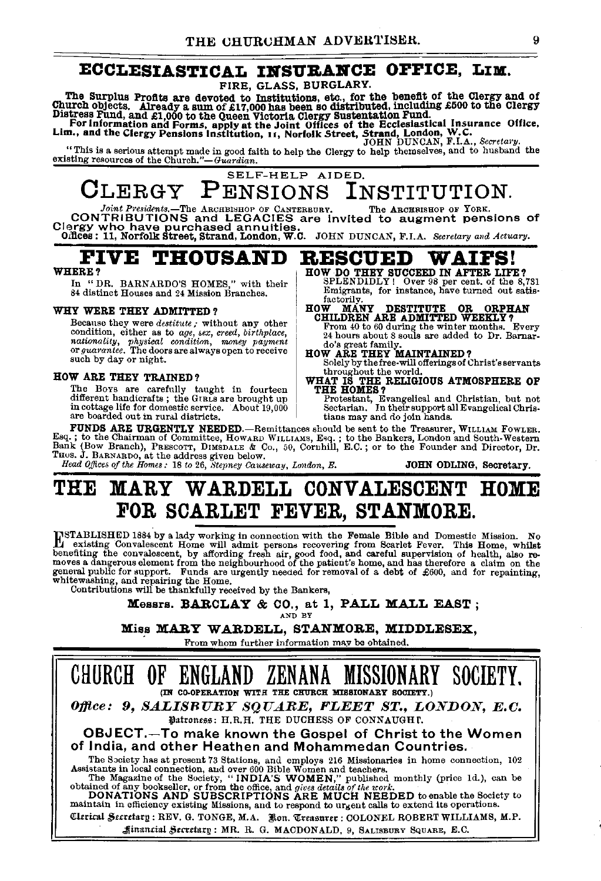## ECCLESIASTICAL INSURANCE OFFICE, LIM.

FIRE, GLASS, BURGLARY.

**The Surplus Profits are devoted to Institutions, etc., for the benefit of the Clergy and of Church objects. Already a sum of £17,000 has been so distributed, including £500 to the Clergy Distress Fund, and £1,000 to the Queen Victoria Clergy Sustentation Fund.**

**For Information and Forms, apply at the Joint Offices of the Ecclesiastical Insurance Office, Lim., and the Clergy Pensions Institution, 11, Norfolk Street, Strand, London, W.C.**

JOHN DUNCAN, F.I.A., *Secretary.*

"This is a serious attempt made in good faith to help the Clergy to help themselves, and to husband the existing resources of the Church."—*Guardian.*

---

SELF-HELP AIDED.

# CLERGY PENSIONS INSTITUTION.

*Joint Presidents.*—The ARCHBISHOP OF CANTERBURY. The ARCHBISHOP OF YORK.

**CONTRIBUTIONS and LEGACIES are invited to augment pensions of Clergy who have purchased annuities.**

**Offices: 11, Norfolk Street, Strand, London, W.C.** JOHN DUNCAN, F.I.A. *Secretary and Actuary.*

---

# FIVE THOUSAND RESCUED WAIFS!

**WHERE?**

In "DR. BARNARDO'S HOMES," with their 84 distinct Houses and 24 Mission Branches.

**WHY WERE THEY ADMITTED?**

Because they were *destitute*; without any other condition, either as to *age, sex, creed, birthplace, nationality, physical condition, money payment* or *guarantee*. The doors are always open to receive such by day or night.

**HOW ARE THEY TRAINED?**

The BOYS are carefully taught in fourteen different handicrafts; the GIRLS are brought up in cottage life for domestic service. About 19,000 are boarded out in rural districts.

**HOW DO THEY SUCCEED IN AFTER LIFE?**

SPLENDIDLY! Over 98 per cent. of the 8,731 Emigrants, for instance, have turned out satisfactorily.

**HOW MANY DESTITUTE OR ORPHAN CHILDREN ARE ADMITTED WEEKLY?**

From 40 to 60 during the winter months. Every 24 hours about 8 souls are added to Dr. Barnardo's great family.

**HOW ARE THEY MAINTAINED?**

Solely by the free-will offerings of Christ's servants throughout the world.

**WHAT IS THE RELIGIOUS ATMOSPHERE OF THE HOMES?**

Protestant, Evangelical and Christian, but not Sectarian. In their support all Evangelical Christians may and do join hands.

**FUNDS ARE URGENTLY NEEDED.**—Remittances should be sent to the Treasurer, WILLIAM FOWLER, Esq.; to the Chairman of Committee, HOWARD WILLIAMS, Esq.; to the Bankers, London and South-Western Bank (Bow Branch), PRESCOTT, DIMSDALE & Co., 50, Cornhill, E.C.; or to the Founder and Director, Dr. THOS. J. BARNARDO, at the address given below.

*Head Offices of the Homes: 18 to 26, Stepney Causeway, London, E.* **JOHN ODLING, Secretary.**

---

# THE MARY WARDELL CONVALESCENT HOME FOR SCARLET FEVER, STANMORE.

ESTABLISHED 1884 by a lady working in connection with the Female Bible and Domestic Mission. No existing Convalescent Home will admit persons recovering from Scarlet Fever. This Home, whilst benefiting the convalescent, by affording fresh air, good food, and careful supervision of health, also removes a dangerous element from the neighbourhood of the patient's home, and has therefore a claim on the general public for support. Funds are urgently needed for removal of a debt of £600, and for repainting, whitewashing, and repairing the Home.

Contributions will be thankfully received by the Bankers,

**Messrs. BARCLAY & CO., at 1, PALL MALL EAST;**

AND BY

**Miss MARY WARDELL, STANMORE, MIDDLESEX,**

From whom further information may be obtained.

---

# CHURCH OF ENGLAND ZENANA MISSIONARY SOCIETY.

(IN CO-OPERATION WITH THE CHURCH MISSIONARY SOCIETY.)

***Office: 9, SALISBURY SQUARE, FLEET ST., LONDON, E.C.***

Patroness: H.R.H. THE DUCHESS OF CONNAUGHT.

**OBJECT.—To make known the Gospel of Christ to the Women of India, and other Heathen and Mohammedan Countries.**

The Society has at present 73 Stations, and employs 216 Missionaries in home connection, 102 Assistants in local connection, and over 600 Bible Women and teachers.

The Magazine of the Society, "**INDIA'S WOMEN,**" published monthly (price 1d.), can be obtained of any bookseller, or from the office, and *gives details of the work.*

**DONATIONS AND SUBSCRIPTIONS ARE MUCH NEEDED** to enable the Society to maintain in efficiency existing Missions, and to respond to urgent calls to extend its operations.

Clerical Secretary: REV. G. TONGE, M.A. Hon. Treasurer: COLONEL ROBERT WILLIAMS, M.P.

Financial Secretary: MR. R. G. MACDONALD, 9, SALISBURY SQUARE, E.C.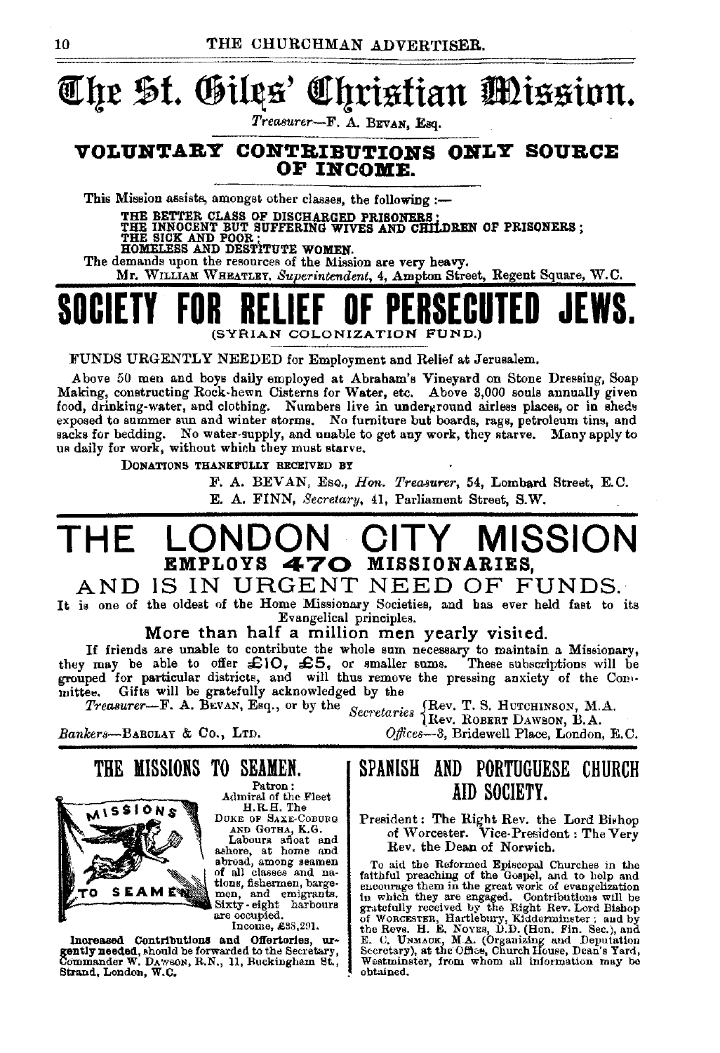# The St. Giles' Christian Mission.

*Treasurer*—F. A. Bevan, Esq.

**VOLUNTARY CONTRIBUTIONS ONLY SOURCE OF INCOME.**

This Mission assists, amongst other classes, the following :—

THE BETTER CLASS OF DISCHARGED PRISONERS;
THE INNOCENT BUT SUFFERING WIVES AND CHILDREN OF PRISONERS;
THE SICK AND POOR;
HOMELESS AND DESTITUTE WOMEN.

The demands upon the resources of the Mission are very heavy.

Mr. William Wheatley, *Superintendent*, 4, Ampton Street, Regent Square, W.C.

# SOCIETY FOR RELIEF OF PERSECUTED JEWS.

(SYRIAN COLONIZATION FUND.)

FUNDS URGENTLY NEEDED for Employment and Relief at Jerusalem.

Above 50 men and boys daily employed at Abraham's Vineyard on Stone Dressing, Soap Making, constructing Rock-hewn Cisterns for Water, etc. Above 3,000 souls annually given food, drinking-water, and clothing. Numbers live in underground airless places, or in sheds exposed to summer sun and winter storms. No furniture but boards, rags, petroleum tins, and sacks for bedding. No water-supply, and unable to get any work, they starve. Many apply to us daily for work, without which they must starve.

Donations thankfully received by

F. A. BEVAN, Esq., *Hon. Treasurer*, 54, Lombard Street, E.C.
E. A. FINN, *Secretary*, 41, Parliament Street, S.W.

# THE LONDON CITY MISSION

**EMPLOYS 470 MISSIONARIES,**

## AND IS IN URGENT NEED OF FUNDS.

It is one of the oldest of the Home Missionary Societies, and has ever held fast to its Evangelical principles.

**More than half a million men yearly visited.**

If friends are unable to contribute the whole sum necessary to maintain a Missionary, they may be able to offer £10, £5, or smaller sums. These subscriptions will be grouped for particular districts, and will thus remove the pressing anxiety of the Committee. Gifts will be gratefully acknowledged by the

*Treasurer*—F. A. Bevan, Esq., or by the *Secretaries* {Rev. T. S. Hutchinson, M.A. / Rev. Robert Dawson, B.A.

*Bankers*—Barclay & Co., Ltd. *Offices*—3, Bridewell Place, London, E.C.

## THE MISSIONS TO SEAMEN.

Patron:
Admiral of the Fleet
H.R.H. The
Duke of Saxe-Coburg and Gotha, K.G.

Labours afloat and ashore, at home and abroad, among seamen of all classes and nations, fishermen, bargemen, and emigrants. Sixty-eight harbours are occupied.

Income, £38,291.

**Increased Contributions and Offertories, urgently needed,** should be forwarded to the Secretary, Commander W. Dawson, R.N., 11, Buckingham St., Strand, London, W.C.

## SPANISH AND PORTUGUESE CHURCH AID SOCIETY.

President: The Right Rev. the Lord Bishop of Worcester. Vice-President: The Very Rev. the Dean of Norwich.

To aid the Reformed Episcopal Churches in the faithful preaching of the Gospel, and to help and encourage them in the great work of evangelization in which they are engaged. Contributions will be gratefully received by the Right Rev. Lord Bishop of Worcester, Hartlebury, Kidderminster; and by the Revs. H. E. Noyes, D.D. (Hon. Fin. Sec.), and E. C. Unmack, M.A. (Organizing and Deputation Secretary), at the Office, Church House, Dean's Yard, Westminster, from whom all information may be obtained.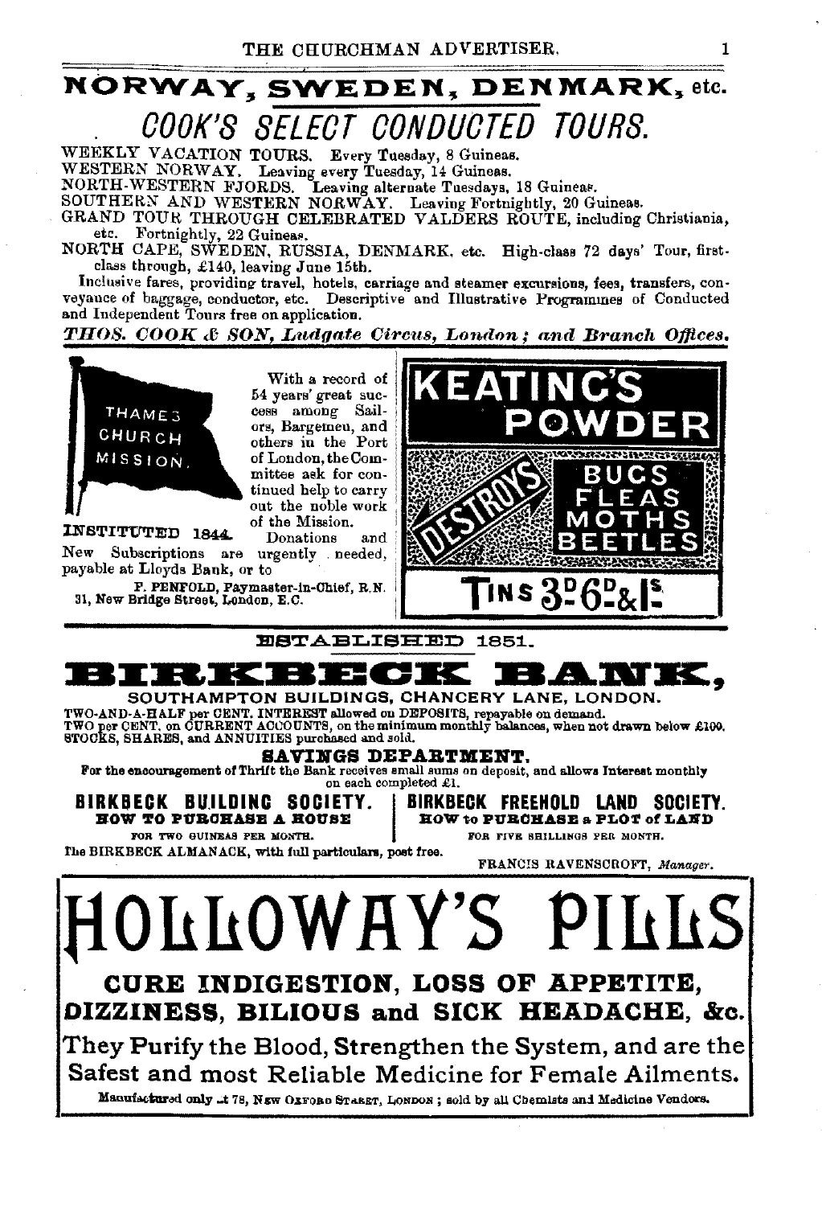# NORWAY, SWEDEN, DENMARK, etc.

## COOK'S SELECT CONDUCTED TOURS.

WEEKLY VACATION TOURS. Every Tuesday, 8 Guineas.
WESTERN NORWAY. Leaving every Tuesday, 14 Guineas.
NORTH-WESTERN FJORDS. Leaving alternate Tuesdays, 18 Guineas.
SOUTHERN AND WESTERN NORWAY. Leaving Fortnightly, 20 Guineas.
GRAND TOUR THROUGH CELEBRATED VALDERS ROUTE, including Christiania, etc. Fortnightly, 22 Guineas.
NORTH CAPE, SWEDEN, RUSSIA, DENMARK, etc. High-class 72 days' Tour, first-class through, £140, leaving June 15th.

Inclusive fares, providing travel, hotels, carriage and steamer excursions, fees, transfers, conveyance of baggage, conductor, etc. Descriptive and Illustrative Programmes of Conducted and Independent Tours free on application.

*THOS. COOK & SON, Ludgate Circus, London; and Branch Offices.*

---

THAMES CHURCH MISSION.

INSTITUTED 1844.

With a record of 54 years' great success among Sailors, Bargemen, and others in the Port of London, the Committee ask for continued help to carry out the noble work of the Mission. Donations and New Subscriptions are urgently needed, payable at Lloyds Bank, or to

F. PENFOLD, Paymaster-in-Chief, R.N.
31, New Bridge Street, London, E.C.

---

# KEATING'S POWDER

DESTROYS BUGS FLEAS MOTHS BEETLES

TINS 3D. 6D. & 1S.

---

ESTABLISHED 1851.

# BIRKBECK BANK,

SOUTHAMPTON BUILDINGS, CHANCERY LANE, LONDON.

TWO-AND-A-HALF per CENT. INTEREST allowed on DEPOSITS, repayable on demand.
TWO per CENT. on CURRENT ACCOUNTS, on the minimum monthly balances, when not drawn below £100.
STOCKS, SHARES, and ANNUITIES purchased and sold.

**SAVINGS DEPARTMENT.**

For the encouragement of Thrift the Bank receives small sums on deposit, and allows Interest monthly on each completed £1.

**BIRKBECK BUILDING SOCIETY.**
HOW TO PURCHASE A HOUSE
FOR TWO GUINEAS PER MONTH.

**BIRKBECK FREEHOLD LAND SOCIETY.**
HOW to PURCHASE a PLOT of LAND
FOR FIVE SHILLINGS PER MONTH.

The BIRKBECK ALMANACK, with full particulars, post free.

FRANCIS RAVENSCROFT, *Manager.*

---

# HOLLOWAY'S PILLS

**CURE INDIGESTION, LOSS OF APPETITE, DIZZINESS, BILIOUS and SICK HEADACHE, &c.**

They Purify the Blood, Strengthen the System, and are the Safest and most Reliable Medicine for Female Ailments.

Manufactured only at 78, NEW OXFORD STREET, LONDON; sold by all Chemists and Medicine Vendors.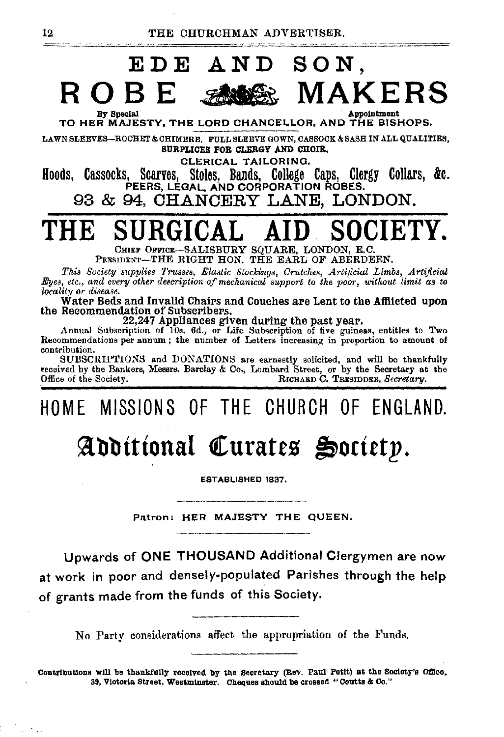# EDE AND SON,

# ROBE MAKERS

By Special Appointment

**TO HER MAJESTY, THE LORD CHANCELLOR, AND THE BISHOPS.**

LAWN SLEEVES—ROCHET & CHIMERE. FULL SLEEVE GOWN, CASSOCK & SASH IN ALL QUALITIES, SURPLICES FOR CLERGY AND CHOIR.

CLERICAL TAILORING.

**Hoods, Cassocks, Scarves, Stoles, Bands, College Caps, Clergy Collars, &c.**

PEERS, LEGAL, AND CORPORATION ROBES.

**93 & 94, CHANCERY LANE, LONDON.**

---

# THE SURGICAL AID SOCIETY.

CHIEF OFFICE—SALISBURY SQUARE, LONDON, E.C.

PRESIDENT—THE RIGHT HON. THE EARL OF ABERDEEN.

*This Society supplies Trusses, Elastic Stockings, Crutches, Artificial Limbs, Artificial Eyes, etc., and every other description of mechanical support to the poor, without limit as to locality or disease.*

**Water Beds and Invalid Chairs and Couches are Lent to the Afflicted upon the Recommendation of Subscribers.**

**22,247 Appliances given during the past year.**

Annual Subscription of 10s. 6d., or Life Subscription of five guineas, entitles to Two Recommendations per annum; the number of Letters increasing in proportion to amount of contribution.

SUBSCRIPTIONS and DONATIONS are earnestly solicited, and will be thankfully received by the Bankers, Messrs. Barclay & Co., Lombard Street, or by the Secretary at the Office of the Society. RICHARD C. TRESIDDER, *Secretary.*

---

# HOME MISSIONS OF THE CHURCH OF ENGLAND.

# Additional Curates Society.

ESTABLISHED 1837.

Patron: **HER MAJESTY THE QUEEN.**

Upwards of **ONE THOUSAND** Additional Clergymen are now at work in poor and densely-populated Parishes through the help of grants made from the funds of this Society.

No Party considerations affect the appropriation of the Funds.

**Contributions will be thankfully received by the Secretary (Rev. Paul Petit) at the Society's Office, 39, Victoria Street, Westminster. Cheques should be crossed "Coutts & Co."**